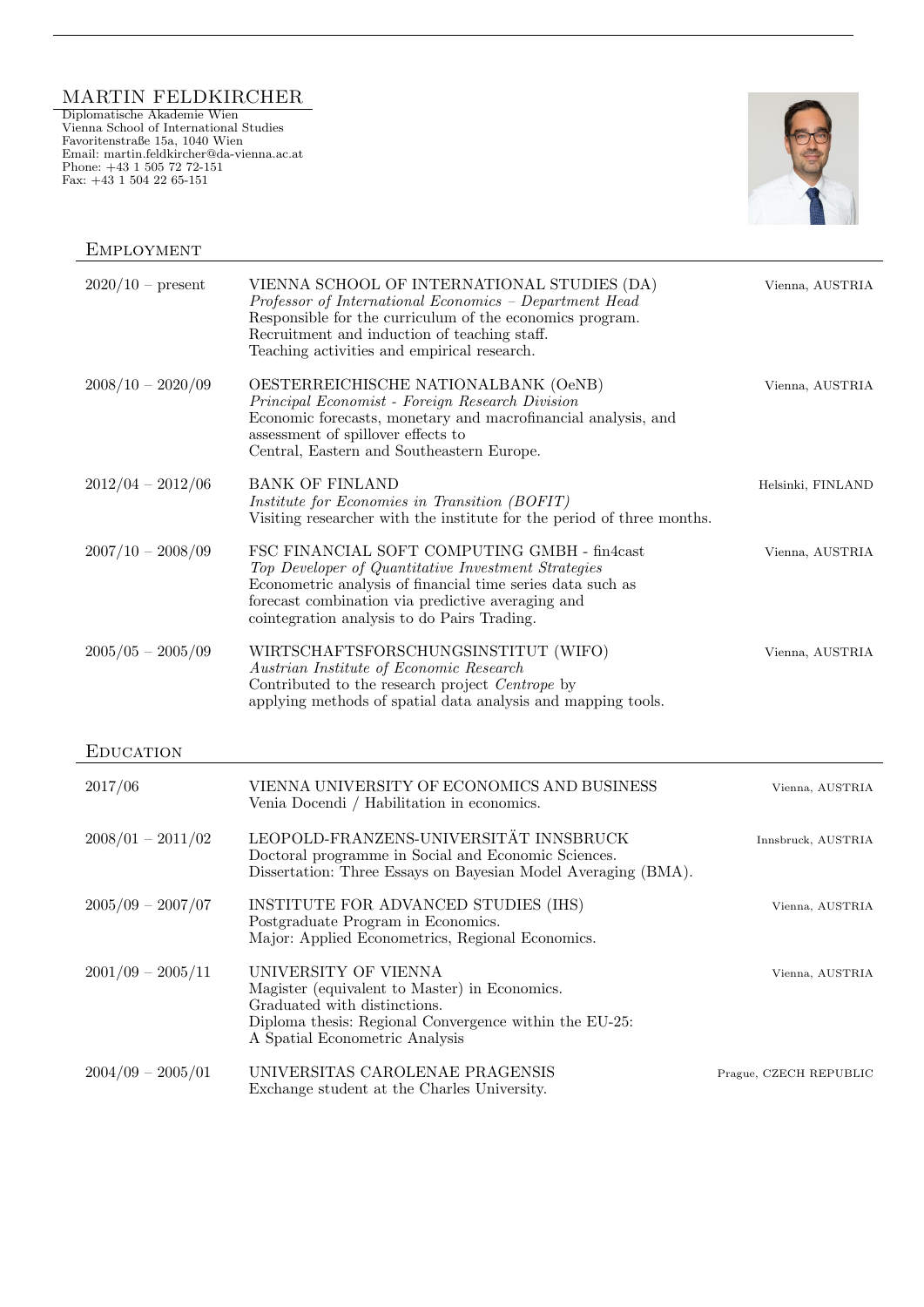# MARTIN FELDKIRCHER

Diplomatische Akademie Wien
Vienna School of International Studies
Favoritenstraße 15a, 1040 Wien
Email: martin.feldkircher@da-vienna.ac.at
Phone: +43 1 505 72 72-151
Fax: +43 1 504 22 65-151

## Employment

**2020/10 – present** — VIENNA SCHOOL OF INTERNATIONAL STUDIES (DA) — Vienna, AUSTRIA
*Professor of International Economics – Department Head*
Responsible for the curriculum of the economics program.
Recruitment and induction of teaching staff.
Teaching activities and empirical research.

**2008/10 – 2020/09** — OESTERREICHISCHE NATIONALBANK (OeNB) — Vienna, AUSTRIA
*Principal Economist - Foreign Research Division*
Economic forecasts, monetary and macrofinancial analysis, and assessment of spillover effects to Central, Eastern and Southeastern Europe.

**2012/04 – 2012/06** — BANK OF FINLAND — Helsinki, FINLAND
*Institute for Economies in Transition (BOFIT)*
Visiting researcher with the institute for the period of three months.

**2007/10 – 2008/09** — FSC FINANCIAL SOFT COMPUTING GMBH - fin4cast — Vienna, AUSTRIA
*Top Developer of Quantitative Investment Strategies*
Econometric analysis of financial time series data such as forecast combination via predictive averaging and cointegration analysis to do Pairs Trading.

**2005/05 – 2005/09** — WIRTSCHAFTSFORSCHUNGSINSTITUT (WIFO) — Vienna, AUSTRIA
*Austrian Institute of Economic Research*
Contributed to the research project *Centrope* by applying methods of spatial data analysis and mapping tools.

## Education

**2017/06** — VIENNA UNIVERSITY OF ECONOMICS AND BUSINESS — Vienna, AUSTRIA
Venia Docendi / Habilitation in economics.

**2008/01 – 2011/02** — LEOPOLD-FRANZENS-UNIVERSITÄT INNSBRUCK — Innsbruck, AUSTRIA
Doctoral programme in Social and Economic Sciences.
Dissertation: Three Essays on Bayesian Model Averaging (BMA).

**2005/09 – 2007/07** — INSTITUTE FOR ADVANCED STUDIES (IHS) — Vienna, AUSTRIA
Postgraduate Program in Economics.
Major: Applied Econometrics, Regional Economics.

**2001/09 – 2005/11** — UNIVERSITY OF VIENNA — Vienna, AUSTRIA
Magister (equivalent to Master) in Economics.
Graduated with distinctions.
Diploma thesis: Regional Convergence within the EU-25: A Spatial Econometric Analysis

**2004/09 – 2005/01** — UNIVERSITAS CAROLENAE PRAGENSIS — Prague, CZECH REPUBLIC
Exchange student at the Charles University.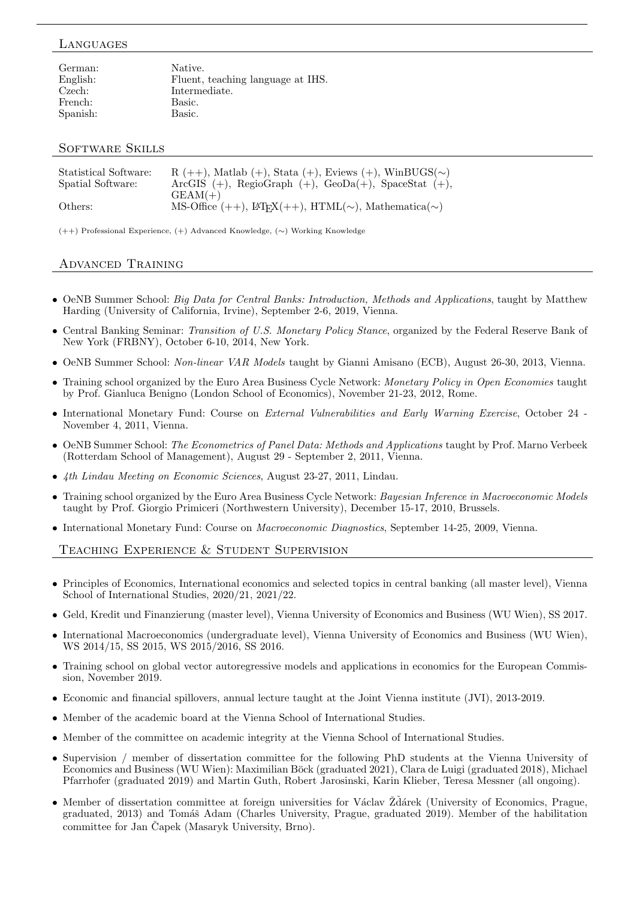## Languages

| | |
|---|---|
| German: | Native. |
| English: | Fluent, teaching language at IHS. |
| Czech: | Intermediate. |
| French: | Basic. |
| Spanish: | Basic. |

## Software Skills

| | |
|---|---|
| Statistical Software: | R (++), Matlab (+), Stata (+), Eviews (+), WinBUGS(∼) |
| Spatial Software: | ArcGIS (+), RegioGraph (+), GeoDa(+), SpaceStat (+), GEAM(+) |
| Others: | MS-Office (++), LaTeX(++), HTML(∼), Mathematica(∼) |

(++) Professional Experience, (+) Advanced Knowledge, (∼) Working Knowledge

## Advanced Training

- OeNB Summer School: *Big Data for Central Banks: Introduction, Methods and Applications*, taught by Matthew Harding (University of California, Irvine), September 2-6, 2019, Vienna.
- Central Banking Seminar: *Transition of U.S. Monetary Policy Stance*, organized by the Federal Reserve Bank of New York (FRBNY), October 6-10, 2014, New York.
- OeNB Summer School: *Non-linear VAR Models* taught by Gianni Amisano (ECB), August 26-30, 2013, Vienna.
- Training school organized by the Euro Area Business Cycle Network: *Monetary Policy in Open Economies* taught by Prof. Gianluca Benigno (London School of Economics), November 21-23, 2012, Rome.
- International Monetary Fund: Course on *External Vulnerabilities and Early Warning Exercise*, October 24 - November 4, 2011, Vienna.
- OeNB Summer School: *The Econometrics of Panel Data: Methods and Applications* taught by Prof. Marno Verbeek (Rotterdam School of Management), August 29 - September 2, 2011, Vienna.
- *4th Lindau Meeting on Economic Sciences*, August 23-27, 2011, Lindau.
- Training school organized by the Euro Area Business Cycle Network: *Bayesian Inference in Macroeconomic Models* taught by Prof. Giorgio Primiceri (Northwestern University), December 15-17, 2010, Brussels.
- International Monetary Fund: Course on *Macroeconomic Diagnostics*, September 14-25, 2009, Vienna.

## Teaching Experience & Student Supervision

- Principles of Economics, International economics and selected topics in central banking (all master level), Vienna School of International Studies, 2020/21, 2021/22.
- Geld, Kredit und Finanzierung (master level), Vienna University of Economics and Business (WU Wien), SS 2017.
- International Macroeconomics (undergraduate level), Vienna University of Economics and Business (WU Wien), WS 2014/15, SS 2015, WS 2015/2016, SS 2016.
- Training school on global vector autoregressive models and applications in economics for the European Commission, November 2019.
- Economic and financial spillovers, annual lecture taught at the Joint Vienna institute (JVI), 2013-2019.
- Member of the academic board at the Vienna School of International Studies.
- Member of the committee on academic integrity at the Vienna School of International Studies.
- Supervision / member of dissertation committee for the following PhD students at the Vienna University of Economics and Business (WU Wien): Maximilian Böck (graduated 2021), Clara de Luigi (graduated 2018), Michael Pfarrhofer (graduated 2019) and Martin Guth, Robert Jarosinski, Karin Klieber, Teresa Messner (all ongoing).
- Member of dissertation committee at foreign universities for Václav Žďárek (University of Economics, Prague, graduated, 2013) and Tomáš Adam (Charles University, Prague, graduated 2019). Member of the habilitation committee for Jan Čapek (Masaryk University, Brno).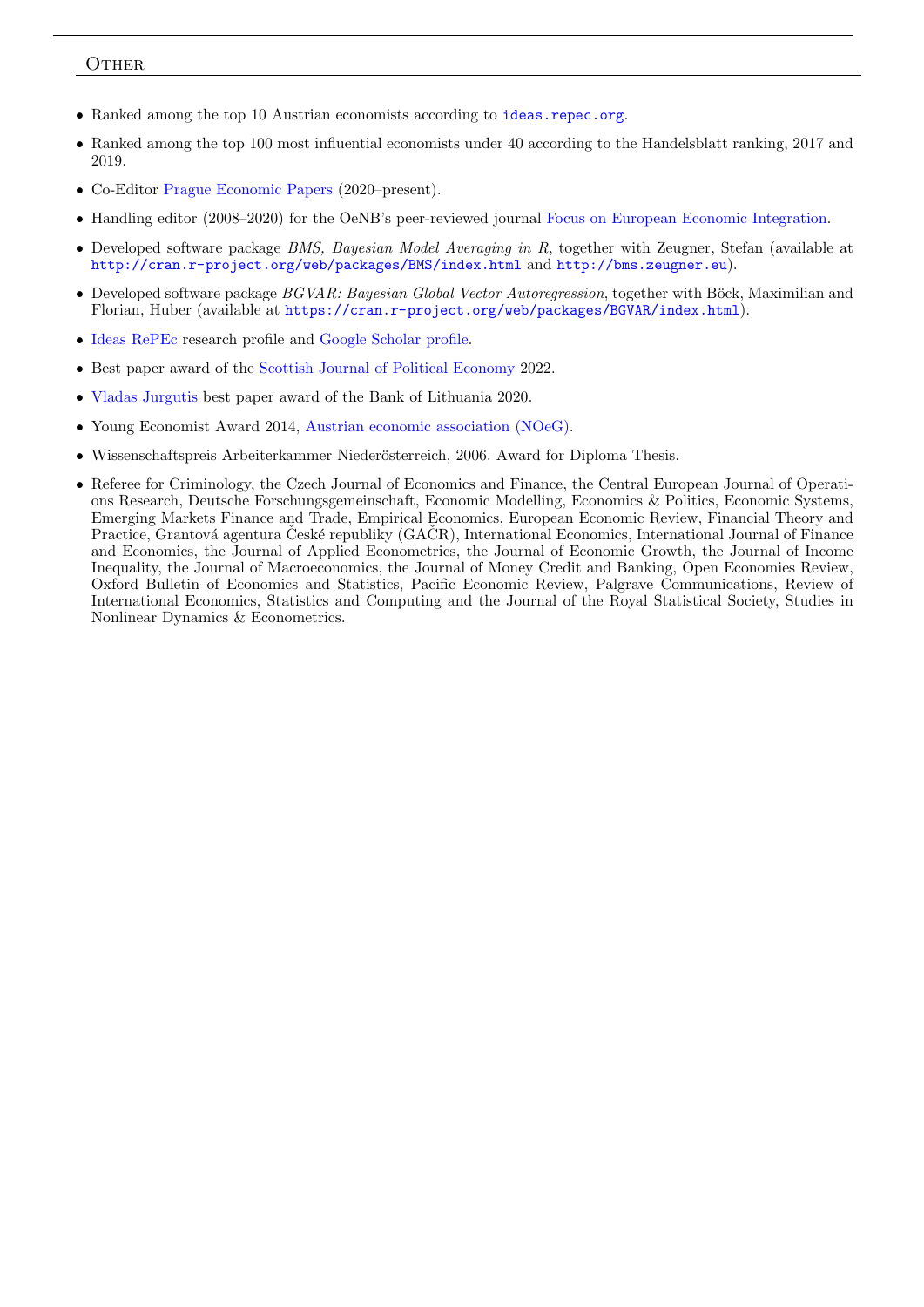## Other

- Ranked among the top 10 Austrian economists according to ideas.repec.org.
- Ranked among the top 100 most influential economists under 40 according to the Handelsblatt ranking, 2017 and 2019.
- Co-Editor Prague Economic Papers (2020–present).
- Handling editor (2008–2020) for the OeNB's peer-reviewed journal Focus on European Economic Integration.
- Developed software package *BMS, Bayesian Model Averaging in R*, together with Zeugner, Stefan (available at http://cran.r-project.org/web/packages/BMS/index.html and http://bms.zeugner.eu).
- Developed software package *BGVAR: Bayesian Global Vector Autoregression*, together with Böck, Maximilian and Florian, Huber (available at https://cran.r-project.org/web/packages/BGVAR/index.html).
- Ideas RePEc research profile and Google Scholar profile.
- Best paper award of the Scottish Journal of Political Economy 2022.
- Vladas Jurgutis best paper award of the Bank of Lithuania 2020.
- Young Economist Award 2014, Austrian economic association (NOeG).
- Wissenschaftspreis Arbeiterkammer Niederösterreich, 2006. Award for Diploma Thesis.
- Referee for Criminology, the Czech Journal of Economics and Finance, the Central European Journal of Operations Research, Deutsche Forschungsgemeinschaft, Economic Modelling, Economics & Politics, Economic Systems, Emerging Markets Finance and Trade, Empirical Economics, European Economic Review, Financial Theory and Practice, Grantová agentura České republiky (GAČR), International Economics, International Journal of Finance and Economics, the Journal of Applied Econometrics, the Journal of Economic Growth, the Journal of Income Inequality, the Journal of Macroeconomics, the Journal of Money Credit and Banking, Open Economies Review, Oxford Bulletin of Economics and Statistics, Pacific Economic Review, Palgrave Communications, Review of International Economics, Statistics and Computing and the Journal of the Royal Statistical Society, Studies in Nonlinear Dynamics & Econometrics.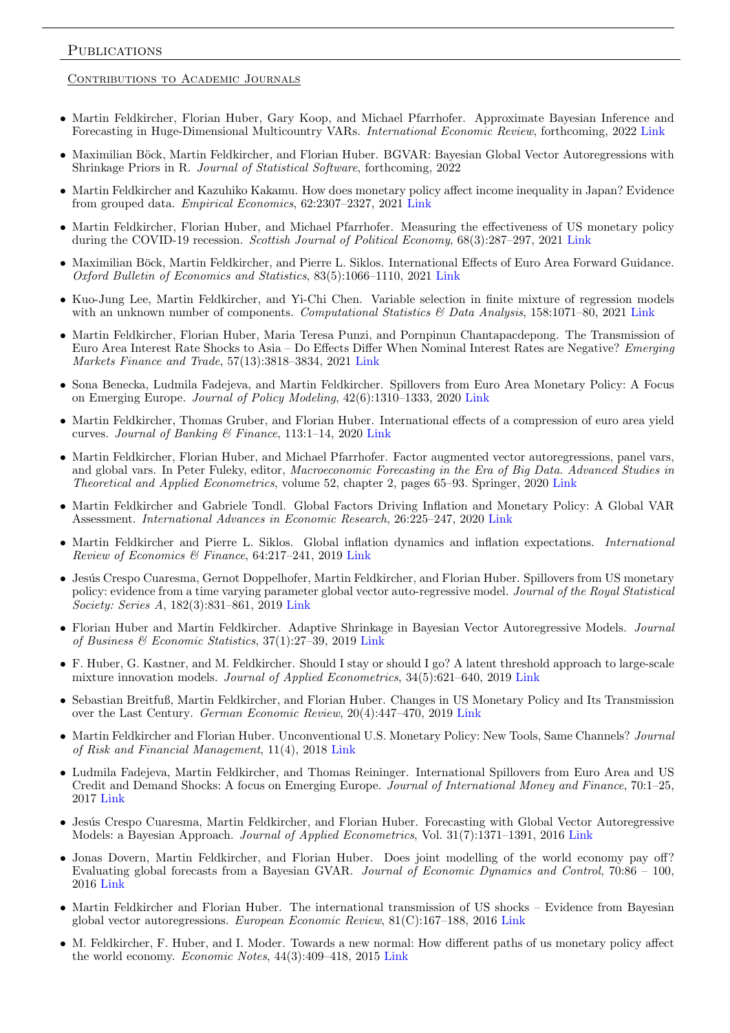## Publications

### Contributions to Academic Journals

- Martin Feldkircher, Florian Huber, Gary Koop, and Michael Pfarrhofer. Approximate Bayesian Inference and Forecasting in Huge-Dimensional Multicountry VARs. *International Economic Review*, forthcoming, 2022 Link
- Maximilian Böck, Martin Feldkircher, and Florian Huber. BGVAR: Bayesian Global Vector Autoregressions with Shrinkage Priors in R. *Journal of Statistical Software*, forthcoming, 2022
- Martin Feldkircher and Kazuhiko Kakamu. How does monetary policy affect income inequality in Japan? Evidence from grouped data. *Empirical Economics*, 62:2307–2327, 2021 Link
- Martin Feldkircher, Florian Huber, and Michael Pfarrhofer. Measuring the effectiveness of US monetary policy during the COVID-19 recession. *Scottish Journal of Political Economy*, 68(3):287–297, 2021 Link
- Maximilian Böck, Martin Feldkircher, and Pierre L. Siklos. International Effects of Euro Area Forward Guidance. *Oxford Bulletin of Economics and Statistics*, 83(5):1066–1110, 2021 Link
- Kuo-Jung Lee, Martin Feldkircher, and Yi-Chi Chen. Variable selection in finite mixture of regression models with an unknown number of components. *Computational Statistics & Data Analysis*, 158:1071–80, 2021 Link
- Martin Feldkircher, Florian Huber, Maria Teresa Punzi, and Pornpinun Chantapacdepong. The Transmission of Euro Area Interest Rate Shocks to Asia – Do Effects Differ When Nominal Interest Rates are Negative? *Emerging Markets Finance and Trade*, 57(13):3818–3834, 2021 Link
- Sona Benecka, Ludmila Fadejeva, and Martin Feldkircher. Spillovers from Euro Area Monetary Policy: A Focus on Emerging Europe. *Journal of Policy Modeling*, 42(6):1310–1333, 2020 Link
- Martin Feldkircher, Thomas Gruber, and Florian Huber. International effects of a compression of euro area yield curves. *Journal of Banking & Finance*, 113:1–14, 2020 Link
- Martin Feldkircher, Florian Huber, and Michael Pfarrhofer. Factor augmented vector autoregressions, panel vars, and global vars. In Peter Fuleky, editor, *Macroeconomic Forecasting in the Era of Big Data. Advanced Studies in Theoretical and Applied Econometrics*, volume 52, chapter 2, pages 65–93. Springer, 2020 Link
- Martin Feldkircher and Gabriele Tondl. Global Factors Driving Inflation and Monetary Policy: A Global VAR Assessment. *International Advances in Economic Research*, 26:225–247, 2020 Link
- Martin Feldkircher and Pierre L. Siklos. Global inflation dynamics and inflation expectations. *International Review of Economics & Finance*, 64:217–241, 2019 Link
- Jesús Crespo Cuaresma, Gernot Doppelhofer, Martin Feldkircher, and Florian Huber. Spillovers from US monetary policy: evidence from a time varying parameter global vector auto-regressive model. *Journal of the Royal Statistical Society: Series A*, 182(3):831–861, 2019 Link
- Florian Huber and Martin Feldkircher. Adaptive Shrinkage in Bayesian Vector Autoregressive Models. *Journal of Business & Economic Statistics*, 37(1):27–39, 2019 Link
- F. Huber, G. Kastner, and M. Feldkircher. Should I stay or should I go? A latent threshold approach to large-scale mixture innovation models. *Journal of Applied Econometrics*, 34(5):621–640, 2019 Link
- Sebastian Breitfuß, Martin Feldkircher, and Florian Huber. Changes in US Monetary Policy and Its Transmission over the Last Century. *German Economic Review*, 20(4):447–470, 2019 Link
- Martin Feldkircher and Florian Huber. Unconventional U.S. Monetary Policy: New Tools, Same Channels? *Journal of Risk and Financial Management*, 11(4), 2018 Link
- Ludmila Fadejeva, Martin Feldkircher, and Thomas Reininger. International Spillovers from Euro Area and US Credit and Demand Shocks: A focus on Emerging Europe. *Journal of International Money and Finance*, 70:1–25, 2017 Link
- Jesús Crespo Cuaresma, Martin Feldkircher, and Florian Huber. Forecasting with Global Vector Autoregressive Models: a Bayesian Approach. *Journal of Applied Econometrics*, Vol. 31(7):1371–1391, 2016 Link
- Jonas Dovern, Martin Feldkircher, and Florian Huber. Does joint modelling of the world economy pay off? Evaluating global forecasts from a Bayesian GVAR. *Journal of Economic Dynamics and Control*, 70:86 – 100, 2016 Link
- Martin Feldkircher and Florian Huber. The international transmission of US shocks – Evidence from Bayesian global vector autoregressions. *European Economic Review*, 81(C):167–188, 2016 Link
- M. Feldkircher, F. Huber, and I. Moder. Towards a new normal: How different paths of us monetary policy affect the world economy. *Economic Notes*, 44(3):409–418, 2015 Link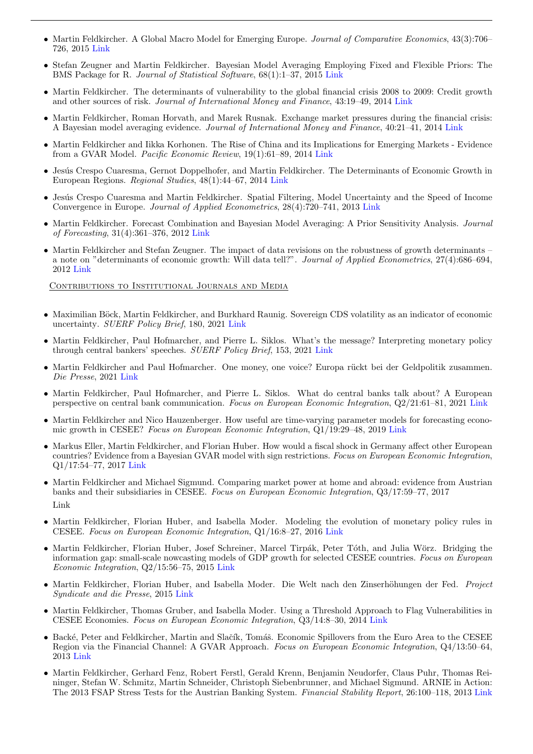- Martin Feldkircher. A Global Macro Model for Emerging Europe. *Journal of Comparative Economics*, 43(3):706–726, 2015 Link

- Stefan Zeugner and Martin Feldkircher. Bayesian Model Averaging Employing Fixed and Flexible Priors: The BMS Package for R. *Journal of Statistical Software*, 68(1):1–37, 2015 Link

- Martin Feldkircher. The determinants of vulnerability to the global financial crisis 2008 to 2009: Credit growth and other sources of risk. *Journal of International Money and Finance*, 43:19–49, 2014 Link

- Martin Feldkircher, Roman Horvath, and Marek Rusnak. Exchange market pressures during the financial crisis: A Bayesian model averaging evidence. *Journal of International Money and Finance*, 40:21–41, 2014 Link

- Martin Feldkircher and Iikka Korhonen. The Rise of China and its Implications for Emerging Markets - Evidence from a GVAR Model. *Pacific Economic Review*, 19(1):61–89, 2014 Link

- Jesús Crespo Cuaresma, Gernot Doppelhofer, and Martin Feldkircher. The Determinants of Economic Growth in European Regions. *Regional Studies*, 48(1):44–67, 2014 Link

- Jesús Crespo Cuaresma and Martin Feldkircher. Spatial Filtering, Model Uncertainty and the Speed of Income Convergence in Europe. *Journal of Applied Econometrics*, 28(4):720–741, 2013 Link

- Martin Feldkircher. Forecast Combination and Bayesian Model Averaging: A Prior Sensitivity Analysis. *Journal of Forecasting*, 31(4):361–376, 2012 Link

- Martin Feldkircher and Stefan Zeugner. The impact of data revisions on the robustness of growth determinants – a note on "determinants of economic growth: Will data tell?". *Journal of Applied Econometrics*, 27(4):686–694, 2012 Link

## Contributions to Institutional Journals and Media

- Maximilian Böck, Martin Feldkircher, and Burkhard Raunig. Sovereign CDS volatility as an indicator of economic uncertainty. *SUERF Policy Brief*, 180, 2021 Link

- Martin Feldkircher, Paul Hofmarcher, and Pierre L. Siklos. What's the message? Interpreting monetary policy through central bankers' speeches. *SUERF Policy Brief*, 153, 2021 Link

- Martin Feldkircher and Paul Hofmarcher. One money, one voice? Europa rückt bei der Geldpolitik zusammen. *Die Presse*, 2021 Link

- Martin Feldkircher, Paul Hofmarcher, and Pierre L. Siklos. What do central banks talk about? A European perspective on central bank communication. *Focus on European Economic Integration*, Q2/21:61–81, 2021 Link

- Martin Feldkircher and Nico Hauzenberger. How useful are time-varying parameter models for forecasting economic growth in CESEE? *Focus on European Economic Integration*, Q1/19:29–48, 2019 Link

- Markus Eller, Martin Feldkircher, and Florian Huber. How would a fiscal shock in Germany affect other European countries? Evidence from a Bayesian GVAR model with sign restrictions. *Focus on European Economic Integration*, Q1/17:54–77, 2017 Link

- Martin Feldkircher and Michael Sigmund. Comparing market power at home and abroad: evidence from Austrian banks and their subsidiaries in CESEE. *Focus on European Economic Integration*, Q3/17:59–77, 2017 Link

- Martin Feldkircher, Florian Huber, and Isabella Moder. Modeling the evolution of monetary policy rules in CESEE. *Focus on European Economic Integration*, Q1/16:8–27, 2016 Link

- Martin Feldkircher, Florian Huber, Josef Schreiner, Marcel Tirpák, Peter Tóth, and Julia Wörz. Bridging the information gap: small-scale nowcasting models of GDP growth for selected CESEE countries. *Focus on European Economic Integration*, Q2/15:56–75, 2015 Link

- Martin Feldkircher, Florian Huber, and Isabella Moder. Die Welt nach den Zinserhöhungen der Fed. *Project Syndicate and die Presse*, 2015 Link

- Martin Feldkircher, Thomas Gruber, and Isabella Moder. Using a Threshold Approach to Flag Vulnerabilities in CESEE Economies. *Focus on European Economic Integration*, Q3/14:8–30, 2014 Link

- Backé, Peter and Feldkircher, Martin and Slačík, Tomáš. Economic Spillovers from the Euro Area to the CESEE Region via the Financial Channel: A GVAR Approach. *Focus on European Economic Integration*, Q4/13:50–64, 2013 Link

- Martin Feldkircher, Gerhard Fenz, Robert Ferstl, Gerald Krenn, Benjamin Neudorfer, Claus Puhr, Thomas Reininger, Stefan W. Schmitz, Martin Schneider, Christoph Siebenbrunner, and Michael Sigmund. ARNIE in Action: The 2013 FSAP Stress Tests for the Austrian Banking System. *Financial Stability Report*, 26:100–118, 2013 Link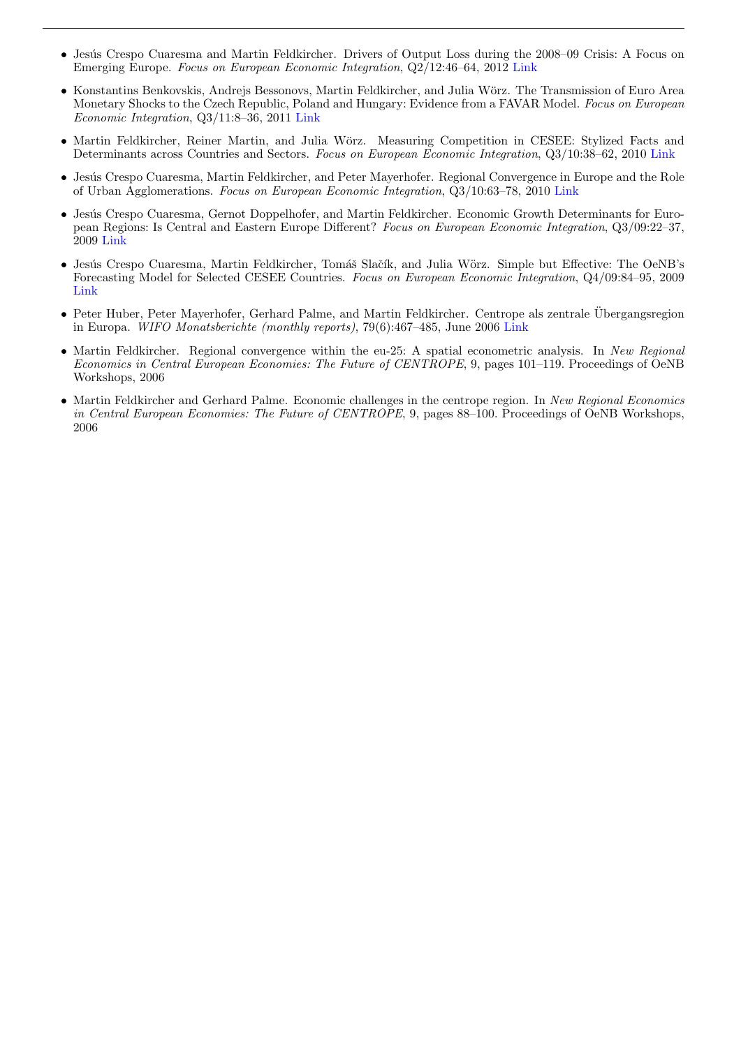- Jesús Crespo Cuaresma and Martin Feldkircher. Drivers of Output Loss during the 2008–09 Crisis: A Focus on Emerging Europe. *Focus on European Economic Integration*, Q2/12:46–64, 2012 Link
- Konstantins Benkovskis, Andrejs Bessonovs, Martin Feldkircher, and Julia Wörz. The Transmission of Euro Area Monetary Shocks to the Czech Republic, Poland and Hungary: Evidence from a FAVAR Model. *Focus on European Economic Integration*, Q3/11:8–36, 2011 Link
- Martin Feldkircher, Reiner Martin, and Julia Wörz. Measuring Competition in CESEE: Stylized Facts and Determinants across Countries and Sectors. *Focus on European Economic Integration*, Q3/10:38–62, 2010 Link
- Jesús Crespo Cuaresma, Martin Feldkircher, and Peter Mayerhofer. Regional Convergence in Europe and the Role of Urban Agglomerations. *Focus on European Economic Integration*, Q3/10:63–78, 2010 Link
- Jesús Crespo Cuaresma, Gernot Doppelhofer, and Martin Feldkircher. Economic Growth Determinants for European Regions: Is Central and Eastern Europe Different? *Focus on European Economic Integration*, Q3/09:22–37, 2009 Link
- Jesús Crespo Cuaresma, Martin Feldkircher, Tomáš Slačík, and Julia Wörz. Simple but Effective: The OeNB's Forecasting Model for Selected CESEE Countries. *Focus on European Economic Integration*, Q4/09:84–95, 2009 Link
- Peter Huber, Peter Mayerhofer, Gerhard Palme, and Martin Feldkircher. Centrope als zentrale Übergangsregion in Europa. *WIFO Monatsberichte (monthly reports)*, 79(6):467–485, June 2006 Link
- Martin Feldkircher. Regional convergence within the eu-25: A spatial econometric analysis. In *New Regional Economics in Central European Economies: The Future of CENTROPE*, 9, pages 101–119. Proceedings of OeNB Workshops, 2006
- Martin Feldkircher and Gerhard Palme. Economic challenges in the centrope region. In *New Regional Economics in Central European Economies: The Future of CENTROPE*, 9, pages 88–100. Proceedings of OeNB Workshops, 2006